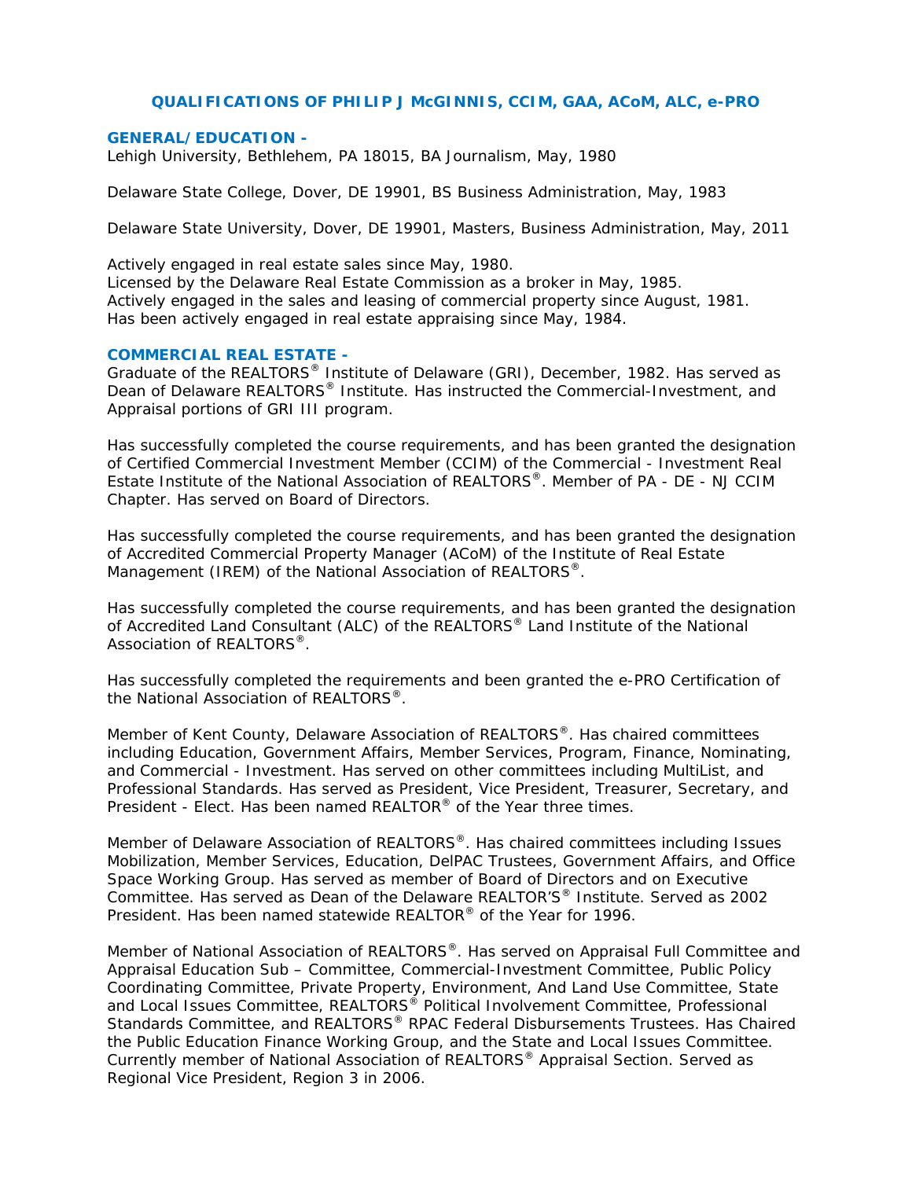# QUALIFICATIONS OF PHILIP J McGINNIS, CCIM, GAA, ACoM, ALC, e-PRO

## GENERAL/EDUCATION -

Lehigh University, Bethlehem, PA 18015, BA Journalism, May, 1980

Delaware State College, Dover, DE 19901, BS Business Administration, May, 1983

Delaware State University, Dover, DE 19901, Masters, Business Administration, May, 2011

Actively engaged in real estate sales since May, 1980.
Licensed by the Delaware Real Estate Commission as a broker in May, 1985.
Actively engaged in the sales and leasing of commercial property since August, 1981.
Has been actively engaged in real estate appraising since May, 1984.

## COMMERCIAL REAL ESTATE -

Graduate of the REALTORS® Institute of Delaware (GRI), December, 1982. Has served as Dean of Delaware REALTORS® Institute. Has instructed the Commercial-Investment, and Appraisal portions of GRI III program.

Has successfully completed the course requirements, and has been granted the designation of Certified Commercial Investment Member (CCIM) of the Commercial - Investment Real Estate Institute of the National Association of REALTORS®. Member of PA - DE - NJ CCIM Chapter. Has served on Board of Directors.

Has successfully completed the course requirements, and has been granted the designation of Accredited Commercial Property Manager (ACoM) of the Institute of Real Estate Management (IREM) of the National Association of REALTORS®.

Has successfully completed the course requirements, and has been granted the designation of Accredited Land Consultant (ALC) of the REALTORS® Land Institute of the National Association of REALTORS®.

Has successfully completed the requirements and been granted the e-PRO Certification of the National Association of REALTORS®.

Member of Kent County, Delaware Association of REALTORS®. Has chaired committees including Education, Government Affairs, Member Services, Program, Finance, Nominating, and Commercial - Investment. Has served on other committees including MultiList, and Professional Standards. Has served as President, Vice President, Treasurer, Secretary, and President - Elect. Has been named REALTOR® of the Year three times.

Member of Delaware Association of REALTORS®. Has chaired committees including Issues Mobilization, Member Services, Education, DelPAC Trustees, Government Affairs, and Office Space Working Group. Has served as member of Board of Directors and on Executive Committee. Has served as Dean of the Delaware REALTOR'S® Institute. Served as 2002 President. Has been named statewide REALTOR® of the Year for 1996.

Member of National Association of REALTORS®. Has served on Appraisal Full Committee and Appraisal Education Sub – Committee, Commercial-Investment Committee, Public Policy Coordinating Committee, Private Property, Environment, And Land Use Committee, State and Local Issues Committee, REALTORS® Political Involvement Committee, Professional Standards Committee, and REALTORS® RPAC Federal Disbursements Trustees. Has Chaired the Public Education Finance Working Group, and the State and Local Issues Committee. Currently member of National Association of REALTORS® Appraisal Section. Served as Regional Vice President, Region 3 in 2006.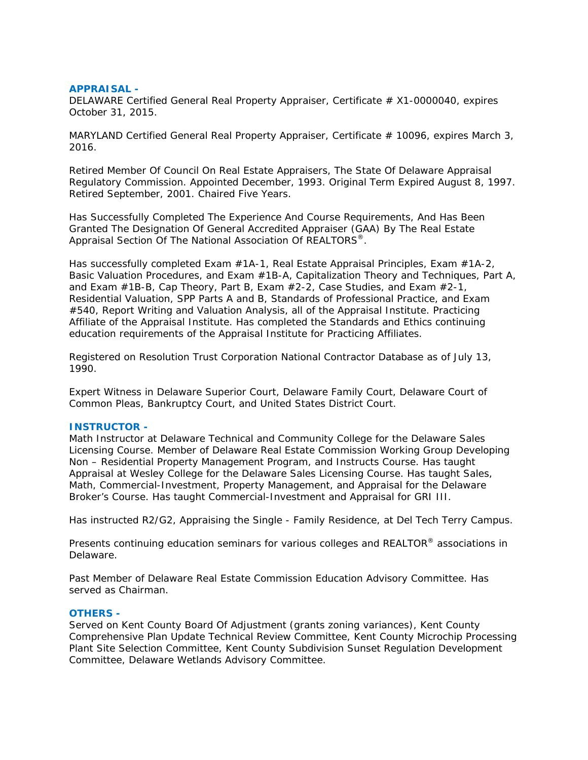### APPRAISAL -

DELAWARE Certified General Real Property Appraiser, Certificate # X1-0000040, expires October 31, 2015.

MARYLAND Certified General Real Property Appraiser, Certificate # 10096, expires March 3, 2016.

Retired Member Of Council On Real Estate Appraisers, The State Of Delaware Appraisal Regulatory Commission. Appointed December, 1993. Original Term Expired August 8, 1997. Retired September, 2001. Chaired Five Years.

Has Successfully Completed The Experience And Course Requirements, And Has Been Granted The Designation Of General Accredited Appraiser (GAA) By The Real Estate Appraisal Section Of The National Association Of REALTORS®.

Has successfully completed Exam #1A-1, Real Estate Appraisal Principles, Exam #1A-2, Basic Valuation Procedures, and Exam #1B-A, Capitalization Theory and Techniques, Part A, and Exam #1B-B, Cap Theory, Part B, Exam #2-2, Case Studies, and Exam #2-1, Residential Valuation, SPP Parts A and B, Standards of Professional Practice, and Exam #540, Report Writing and Valuation Analysis, all of the Appraisal Institute. Practicing Affiliate of the Appraisal Institute. Has completed the Standards and Ethics continuing education requirements of the Appraisal Institute for Practicing Affiliates.

Registered on Resolution Trust Corporation National Contractor Database as of July 13, 1990.

Expert Witness in Delaware Superior Court, Delaware Family Court, Delaware Court of Common Pleas, Bankruptcy Court, and United States District Court.

### INSTRUCTOR -

Math Instructor at Delaware Technical and Community College for the Delaware Sales Licensing Course. Member of Delaware Real Estate Commission Working Group Developing Non – Residential Property Management Program, and Instructs Course. Has taught Appraisal at Wesley College for the Delaware Sales Licensing Course. Has taught Sales, Math, Commercial-Investment, Property Management, and Appraisal for the Delaware Broker's Course. Has taught Commercial-Investment and Appraisal for GRI III.

Has instructed R2/G2, Appraising the Single - Family Residence, at Del Tech Terry Campus.

Presents continuing education seminars for various colleges and REALTOR® associations in Delaware.

Past Member of Delaware Real Estate Commission Education Advisory Committee. Has served as Chairman.

### OTHERS -

Served on Kent County Board Of Adjustment (grants zoning variances), Kent County Comprehensive Plan Update Technical Review Committee, Kent County Microchip Processing Plant Site Selection Committee, Kent County Subdivision Sunset Regulation Development Committee, Delaware Wetlands Advisory Committee.